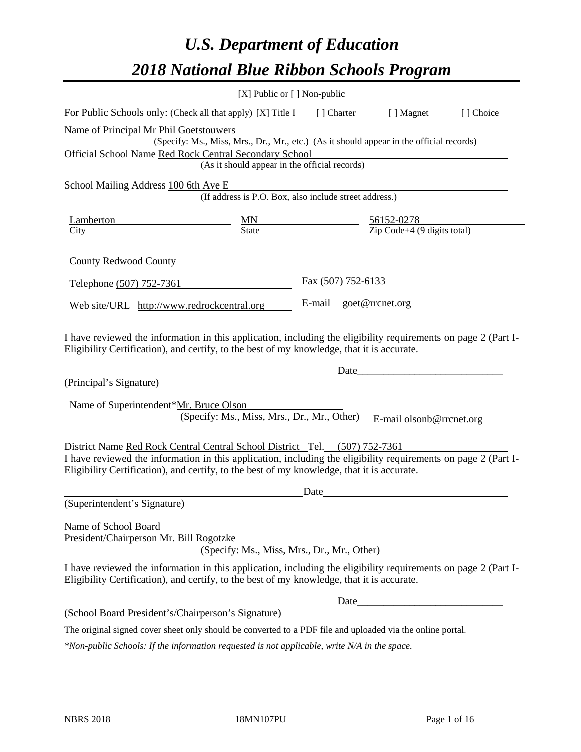# *U.S. Department of Education*
# *2018 National Blue Ribbon Schools Program*

[X] Public or [ ] Non-public

For Public Schools only: (Check all that apply) [X] Title I [ ] Charter [ ] Magnet [ ] Choice

Name of Principal Mr Phil Goetstouwers
(Specify: Ms., Miss, Mrs., Dr., Mr., etc.) (As it should appear in the official records)

Official School Name Red Rock Central Secondary School
(As it should appear in the official records)

School Mailing Address 100 6th Ave E
(If address is P.O. Box, also include street address.)

| City | State | Zip Code+4 (9 digits total) |
|---|---|---|
| Lamberton | MN | 56152-0278 |

County Redwood County

Telephone (507) 752-7361 Fax (507) 752-6133

Web site/URL http://www.redrockcentral.org E-mail goet@rrcnet.org

I have reviewed the information in this application, including the eligibility requirements on page 2 (Part I-Eligibility Certification), and certify, to the best of my knowledge, that it is accurate.

_______________________________________ Date_____________________

(Principal's Signature)

Name of Superintendent*Mr. Bruce Olson
(Specify: Ms., Miss, Mrs., Dr., Mr., Other) E-mail olsonb@rrcnet.org

District Name Red Rock Central Central School District Tel. (507) 752-7361

I have reviewed the information in this application, including the eligibility requirements on page 2 (Part I-Eligibility Certification), and certify, to the best of my knowledge, that it is accurate.

_______________________________________ Date_____________________

(Superintendent's Signature)

Name of School Board
President/Chairperson Mr. Bill Rogotzke
(Specify: Ms., Miss, Mrs., Dr., Mr., Other)

I have reviewed the information in this application, including the eligibility requirements on page 2 (Part I-Eligibility Certification), and certify, to the best of my knowledge, that it is accurate.

_______________________________________ Date_____________________

(School Board President's/Chairperson's Signature)

The original signed cover sheet only should be converted to a PDF file and uploaded via the online portal.

*\*Non-public Schools: If the information requested is not applicable, write N/A in the space.*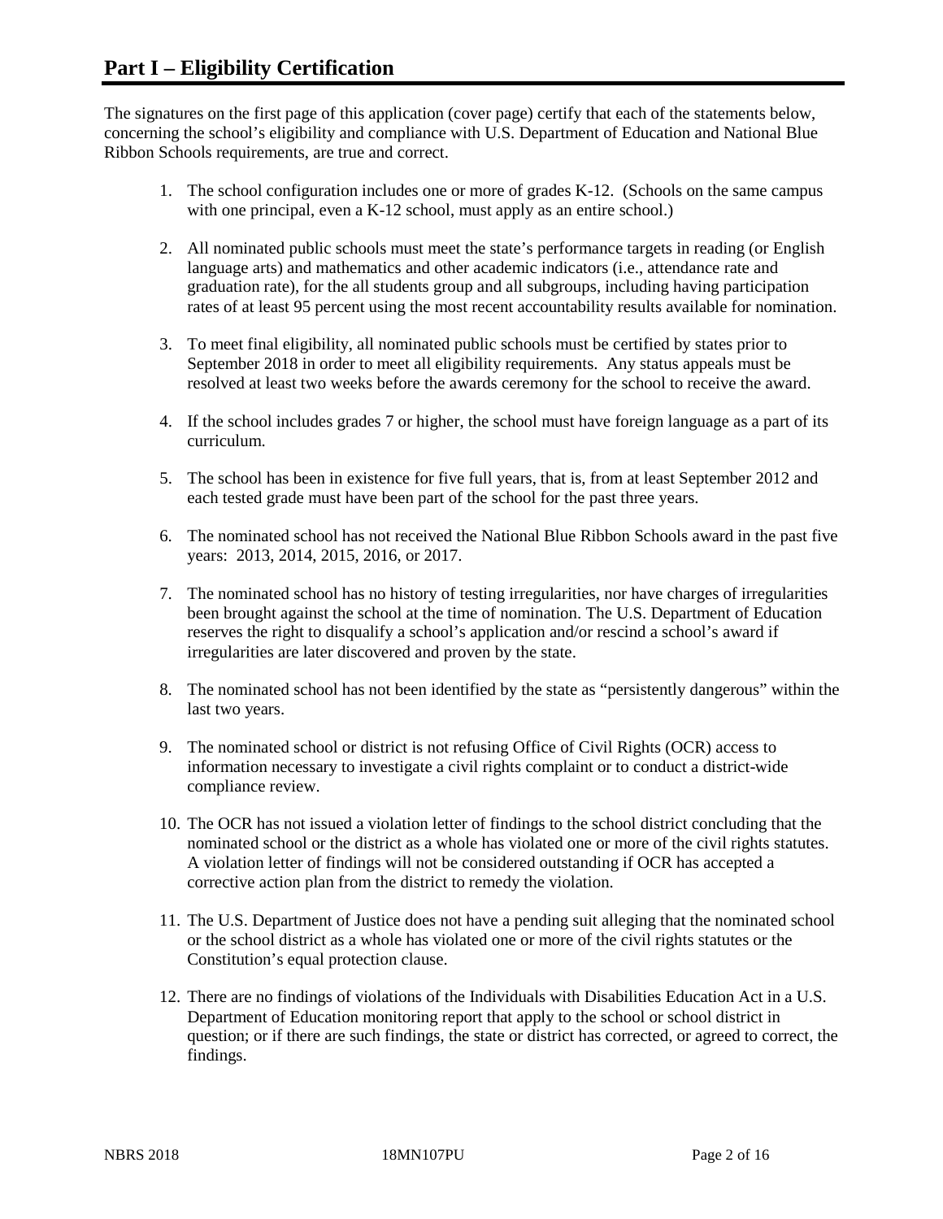# Part I – Eligibility Certification

The signatures on the first page of this application (cover page) certify that each of the statements below, concerning the school's eligibility and compliance with U.S. Department of Education and National Blue Ribbon Schools requirements, are true and correct.

1. The school configuration includes one or more of grades K-12. (Schools on the same campus with one principal, even a K-12 school, must apply as an entire school.)
2. All nominated public schools must meet the state's performance targets in reading (or English language arts) and mathematics and other academic indicators (i.e., attendance rate and graduation rate), for the all students group and all subgroups, including having participation rates of at least 95 percent using the most recent accountability results available for nomination.
3. To meet final eligibility, all nominated public schools must be certified by states prior to September 2018 in order to meet all eligibility requirements. Any status appeals must be resolved at least two weeks before the awards ceremony for the school to receive the award.
4. If the school includes grades 7 or higher, the school must have foreign language as a part of its curriculum.
5. The school has been in existence for five full years, that is, from at least September 2012 and each tested grade must have been part of the school for the past three years.
6. The nominated school has not received the National Blue Ribbon Schools award in the past five years: 2013, 2014, 2015, 2016, or 2017.
7. The nominated school has no history of testing irregularities, nor have charges of irregularities been brought against the school at the time of nomination. The U.S. Department of Education reserves the right to disqualify a school's application and/or rescind a school's award if irregularities are later discovered and proven by the state.
8. The nominated school has not been identified by the state as "persistently dangerous" within the last two years.
9. The nominated school or district is not refusing Office of Civil Rights (OCR) access to information necessary to investigate a civil rights complaint or to conduct a district-wide compliance review.
10. The OCR has not issued a violation letter of findings to the school district concluding that the nominated school or the district as a whole has violated one or more of the civil rights statutes. A violation letter of findings will not be considered outstanding if OCR has accepted a corrective action plan from the district to remedy the violation.
11. The U.S. Department of Justice does not have a pending suit alleging that the nominated school or the school district as a whole has violated one or more of the civil rights statutes or the Constitution's equal protection clause.
12. There are no findings of violations of the Individuals with Disabilities Education Act in a U.S. Department of Education monitoring report that apply to the school or school district in question; or if there are such findings, the state or district has corrected, or agreed to correct, the findings.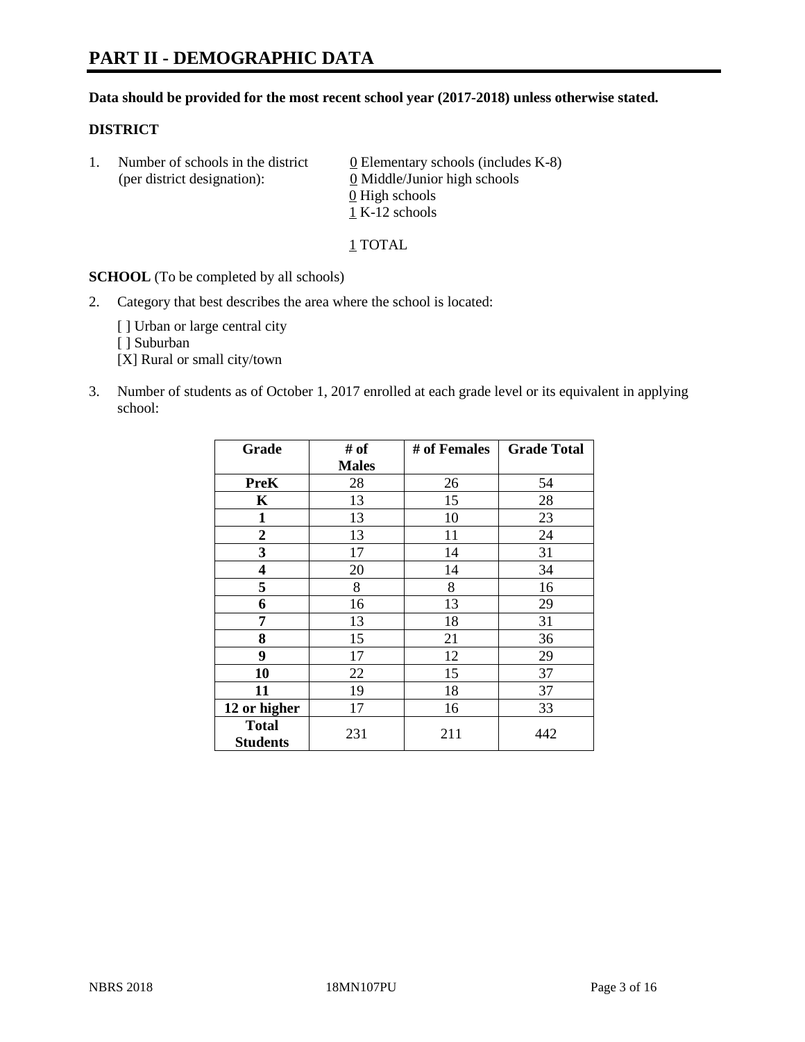# PART II - DEMOGRAPHIC DATA

**Data should be provided for the most recent school year (2017-2018) unless otherwise stated.**

**DISTRICT**

1. Number of schools in the district (per district designation):
   - 0 Elementary schools (includes K-8)
   - 0 Middle/Junior high schools
   - 0 High schools
   - 1 K-12 schools

   1 TOTAL

**SCHOOL** (To be completed by all schools)

2. Category that best describes the area where the school is located:

   [ ] Urban or large central city
   [ ] Suburban
   [X] Rural or small city/town

3. Number of students as of October 1, 2017 enrolled at each grade level or its equivalent in applying school:

| Grade | # of Males | # of Females | Grade Total |
|---|---|---|---|
| **PreK** | 28 | 26 | 54 |
| **K** | 13 | 15 | 28 |
| **1** | 13 | 10 | 23 |
| **2** | 13 | 11 | 24 |
| **3** | 17 | 14 | 31 |
| **4** | 20 | 14 | 34 |
| **5** | 8 | 8 | 16 |
| **6** | 16 | 13 | 29 |
| **7** | 13 | 18 | 31 |
| **8** | 15 | 21 | 36 |
| **9** | 17 | 12 | 29 |
| **10** | 22 | 15 | 37 |
| **11** | 19 | 18 | 37 |
| **12 or higher** | 17 | 16 | 33 |
| **Total Students** | 231 | 211 | 442 |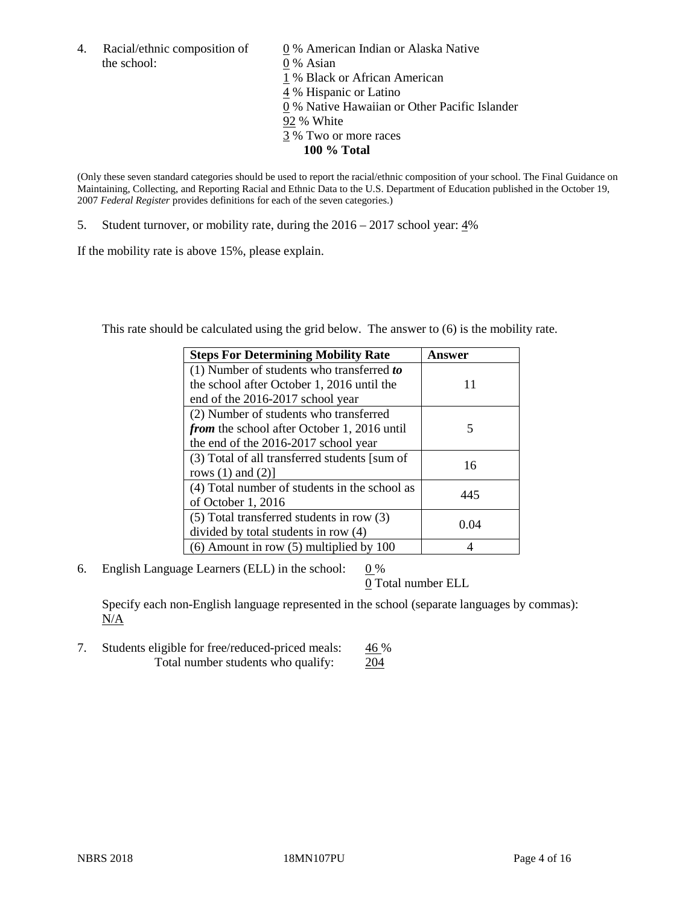4. Racial/ethnic composition of the school:

0 % American Indian or Alaska Native
0 % Asian
1 % Black or African American
4 % Hispanic or Latino
0 % Native Hawaiian or Other Pacific Islander
92 % White
3 % Two or more races
**100 % Total**

(Only these seven standard categories should be used to report the racial/ethnic composition of your school. The Final Guidance on Maintaining, Collecting, and Reporting Racial and Ethnic Data to the U.S. Department of Education published in the October 19, 2007 *Federal Register* provides definitions for each of the seven categories.)

5. Student turnover, or mobility rate, during the 2016 – 2017 school year: 4%

If the mobility rate is above 15%, please explain.

This rate should be calculated using the grid below. The answer to (6) is the mobility rate.

| **Steps For Determining Mobility Rate** | **Answer** |
|---|---|
| (1) Number of students who transferred ***to*** the school after October 1, 2016 until the end of the 2016-2017 school year | 11 |
| (2) Number of students who transferred ***from*** the school after October 1, 2016 until the end of the 2016-2017 school year | 5 |
| (3) Total of all transferred students [sum of rows (1) and (2)] | 16 |
| (4) Total number of students in the school as of October 1, 2016 | 445 |
| (5) Total transferred students in row (3) divided by total students in row (4) | 0.04 |
| (6) Amount in row (5) multiplied by 100 | 4 |

6. English Language Learners (ELL) in the school: 0 %
0 Total number ELL

Specify each non-English language represented in the school (separate languages by commas):
N/A

7. Students eligible for free/reduced-priced meals: 46 %
Total number students who qualify: 204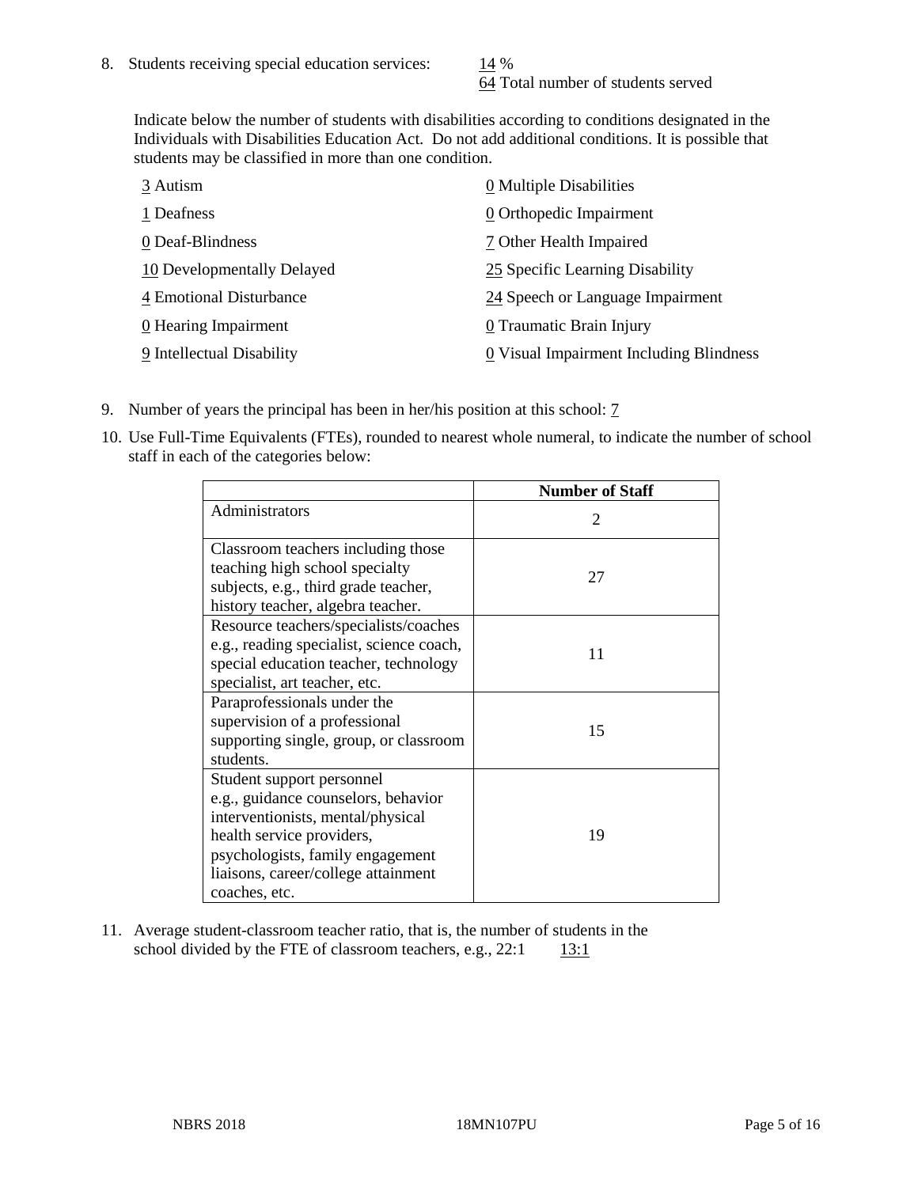8. Students receiving special education services: 14 %
   64 Total number of students served

   Indicate below the number of students with disabilities according to conditions designated in the Individuals with Disabilities Education Act. Do not add additional conditions. It is possible that students may be classified in more than one condition.

   3 Autism
   1 Deafness
   0 Deaf-Blindness
   10 Developmentally Delayed
   4 Emotional Disturbance
   0 Hearing Impairment
   9 Intellectual Disability
   0 Multiple Disabilities
   0 Orthopedic Impairment
   7 Other Health Impaired
   25 Specific Learning Disability
   24 Speech or Language Impairment
   0 Traumatic Brain Injury
   0 Visual Impairment Including Blindness

9. Number of years the principal has been in her/his position at this school: 7

10. Use Full-Time Equivalents (FTEs), rounded to nearest whole numeral, to indicate the number of school staff in each of the categories below:

| | Number of Staff |
|---|---|
| Administrators | 2 |
| Classroom teachers including those teaching high school specialty subjects, e.g., third grade teacher, history teacher, algebra teacher. | 27 |
| Resource teachers/specialists/coaches e.g., reading specialist, science coach, special education teacher, technology specialist, art teacher, etc. | 11 |
| Paraprofessionals under the supervision of a professional supporting single, group, or classroom students. | 15 |
| Student support personnel e.g., guidance counselors, behavior interventionists, mental/physical health service providers, psychologists, family engagement liaisons, career/college attainment coaches, etc. | 19 |

11. Average student-classroom teacher ratio, that is, the number of students in the school divided by the FTE of classroom teachers, e.g., 22:1 13:1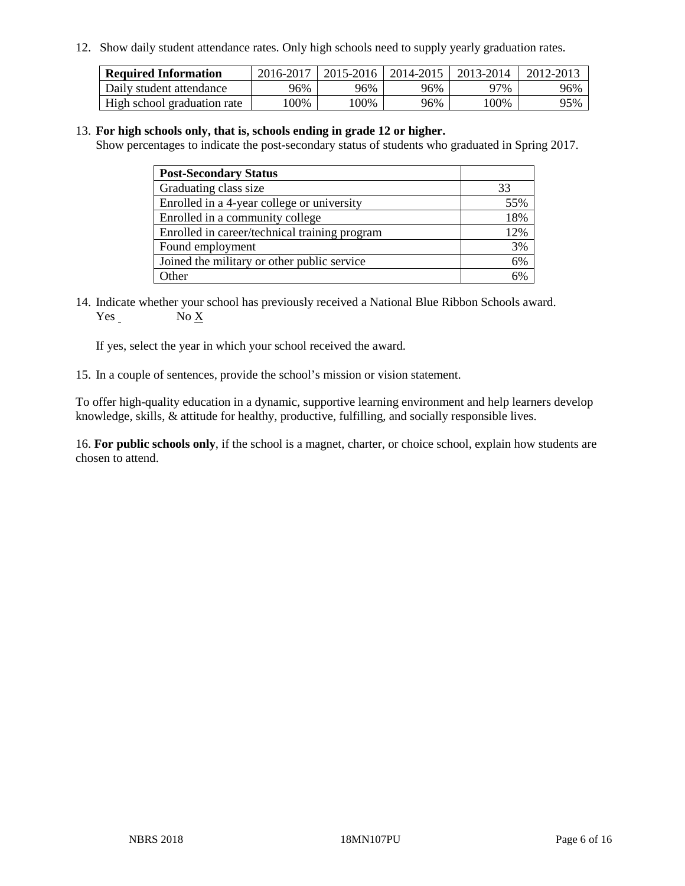12. Show daily student attendance rates. Only high schools need to supply yearly graduation rates.

| Required Information | 2016-2017 | 2015-2016 | 2014-2015 | 2013-2014 | 2012-2013 |
|---|---|---|---|---|---|
| Daily student attendance | 96% | 96% | 96% | 97% | 96% |
| High school graduation rate | 100% | 100% | 96% | 100% | 95% |

13. **For high schools only, that is, schools ending in grade 12 or higher.**
Show percentages to indicate the post-secondary status of students who graduated in Spring 2017.

| Post-Secondary Status | |
|---|---|
| Graduating class size | 33 |
| Enrolled in a 4-year college or university | 55% |
| Enrolled in a community college | 18% |
| Enrolled in career/technical training program | 12% |
| Found employment | 3% |
| Joined the military or other public service | 6% |
| Other | 6% |

14. Indicate whether your school has previously received a National Blue Ribbon Schools award.
Yes ___ No X

If yes, select the year in which your school received the award.

15. In a couple of sentences, provide the school's mission or vision statement.

To offer high-quality education in a dynamic, supportive learning environment and help learners develop knowledge, skills, & attitude for healthy, productive, fulfilling, and socially responsible lives.

16. **For public schools only**, if the school is a magnet, charter, or choice school, explain how students are chosen to attend.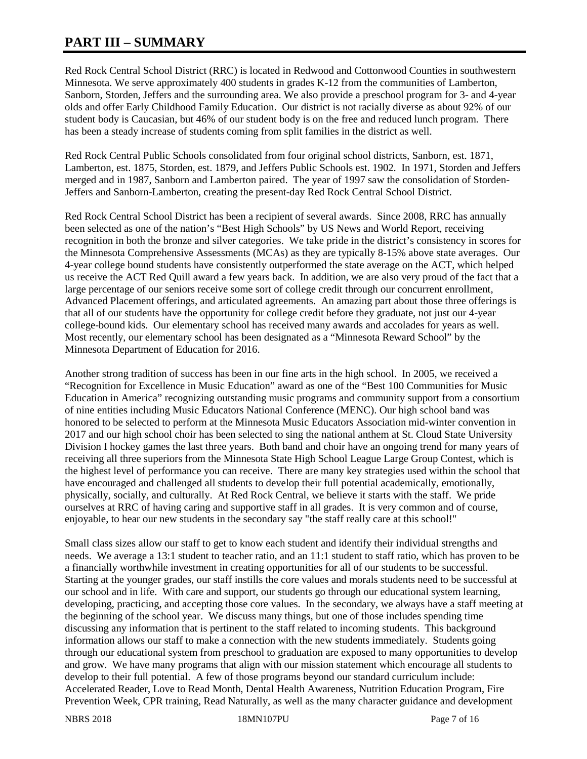# PART III – SUMMARY

Red Rock Central School District (RRC) is located in Redwood and Cottonwood Counties in southwestern Minnesota. We serve approximately 400 students in grades K-12 from the communities of Lamberton, Sanborn, Storden, Jeffers and the surrounding area. We also provide a preschool program for 3- and 4-year olds and offer Early Childhood Family Education. Our district is not racially diverse as about 92% of our student body is Caucasian, but 46% of our student body is on the free and reduced lunch program. There has been a steady increase of students coming from split families in the district as well.

Red Rock Central Public Schools consolidated from four original school districts, Sanborn, est. 1871, Lamberton, est. 1875, Storden, est. 1879, and Jeffers Public Schools est. 1902. In 1971, Storden and Jeffers merged and in 1987, Sanborn and Lamberton paired. The year of 1997 saw the consolidation of Storden-Jeffers and Sanborn-Lamberton, creating the present-day Red Rock Central School District.

Red Rock Central School District has been a recipient of several awards. Since 2008, RRC has annually been selected as one of the nation's "Best High Schools" by US News and World Report, receiving recognition in both the bronze and silver categories. We take pride in the district's consistency in scores for the Minnesota Comprehensive Assessments (MCAs) as they are typically 8-15% above state averages. Our 4-year college bound students have consistently outperformed the state average on the ACT, which helped us receive the ACT Red Quill award a few years back. In addition, we are also very proud of the fact that a large percentage of our seniors receive some sort of college credit through our concurrent enrollment, Advanced Placement offerings, and articulated agreements. An amazing part about those three offerings is that all of our students have the opportunity for college credit before they graduate, not just our 4-year college-bound kids. Our elementary school has received many awards and accolades for years as well. Most recently, our elementary school has been designated as a "Minnesota Reward School" by the Minnesota Department of Education for 2016.

Another strong tradition of success has been in our fine arts in the high school. In 2005, we received a "Recognition for Excellence in Music Education" award as one of the "Best 100 Communities for Music Education in America" recognizing outstanding music programs and community support from a consortium of nine entities including Music Educators National Conference (MENC). Our high school band was honored to be selected to perform at the Minnesota Music Educators Association mid-winter convention in 2017 and our high school choir has been selected to sing the national anthem at St. Cloud State University Division I hockey games the last three years. Both band and choir have an ongoing trend for many years of receiving all three superiors from the Minnesota State High School League Large Group Contest, which is the highest level of performance you can receive. There are many key strategies used within the school that have encouraged and challenged all students to develop their full potential academically, emotionally, physically, socially, and culturally. At Red Rock Central, we believe it starts with the staff. We pride ourselves at RRC of having caring and supportive staff in all grades. It is very common and of course, enjoyable, to hear our new students in the secondary say "the staff really care at this school!"

Small class sizes allow our staff to get to know each student and identify their individual strengths and needs. We average a 13:1 student to teacher ratio, and an 11:1 student to staff ratio, which has proven to be a financially worthwhile investment in creating opportunities for all of our students to be successful. Starting at the younger grades, our staff instills the core values and morals students need to be successful at our school and in life. With care and support, our students go through our educational system learning, developing, practicing, and accepting those core values. In the secondary, we always have a staff meeting at the beginning of the school year. We discuss many things, but one of those includes spending time discussing any information that is pertinent to the staff related to incoming students. This background information allows our staff to make a connection with the new students immediately. Students going through our educational system from preschool to graduation are exposed to many opportunities to develop and grow. We have many programs that align with our mission statement which encourage all students to develop to their full potential. A few of those programs beyond our standard curriculum include: Accelerated Reader, Love to Read Month, Dental Health Awareness, Nutrition Education Program, Fire Prevention Week, CPR training, Read Naturally, as well as the many character guidance and development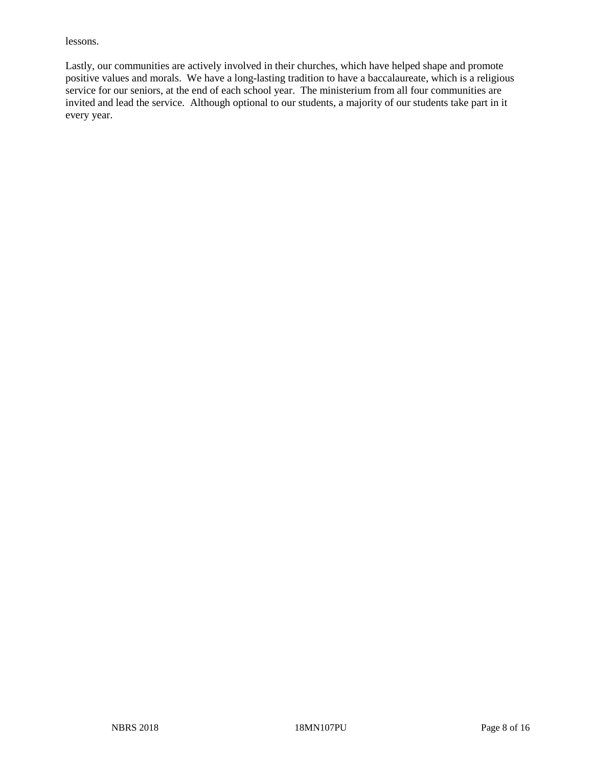lessons.

Lastly, our communities are actively involved in their churches, which have helped shape and promote positive values and morals.  We have a long-lasting tradition to have a baccalaureate, which is a religious service for our seniors, at the end of each school year.  The ministerium from all four communities are invited and lead the service.  Although optional to our students, a majority of our students take part in it every year.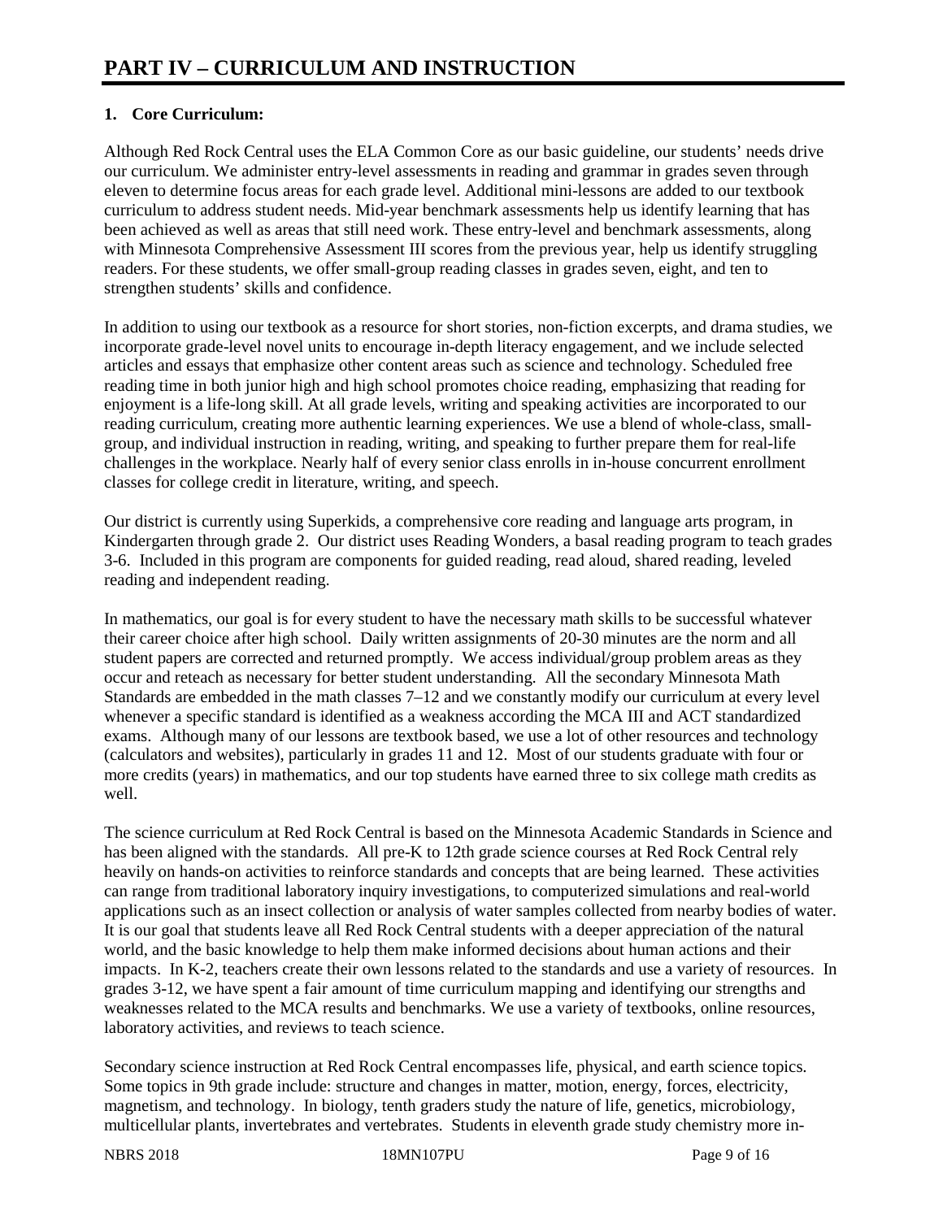# PART IV – CURRICULUM AND INSTRUCTION

**1. Core Curriculum:**

Although Red Rock Central uses the ELA Common Core as our basic guideline, our students' needs drive our curriculum. We administer entry-level assessments in reading and grammar in grades seven through eleven to determine focus areas for each grade level. Additional mini-lessons are added to our textbook curriculum to address student needs. Mid-year benchmark assessments help us identify learning that has been achieved as well as areas that still need work. These entry-level and benchmark assessments, along with Minnesota Comprehensive Assessment III scores from the previous year, help us identify struggling readers. For these students, we offer small-group reading classes in grades seven, eight, and ten to strengthen students' skills and confidence.

In addition to using our textbook as a resource for short stories, non-fiction excerpts, and drama studies, we incorporate grade-level novel units to encourage in-depth literacy engagement, and we include selected articles and essays that emphasize other content areas such as science and technology. Scheduled free reading time in both junior high and high school promotes choice reading, emphasizing that reading for enjoyment is a life-long skill. At all grade levels, writing and speaking activities are incorporated to our reading curriculum, creating more authentic learning experiences. We use a blend of whole-class, small-group, and individual instruction in reading, writing, and speaking to further prepare them for real-life challenges in the workplace. Nearly half of every senior class enrolls in in-house concurrent enrollment classes for college credit in literature, writing, and speech.

Our district is currently using Superkids, a comprehensive core reading and language arts program, in Kindergarten through grade 2. Our district uses Reading Wonders, a basal reading program to teach grades 3-6. Included in this program are components for guided reading, read aloud, shared reading, leveled reading and independent reading.

In mathematics, our goal is for every student to have the necessary math skills to be successful whatever their career choice after high school. Daily written assignments of 20-30 minutes are the norm and all student papers are corrected and returned promptly. We access individual/group problem areas as they occur and reteach as necessary for better student understanding. All the secondary Minnesota Math Standards are embedded in the math classes 7–12 and we constantly modify our curriculum at every level whenever a specific standard is identified as a weakness according the MCA III and ACT standardized exams. Although many of our lessons are textbook based, we use a lot of other resources and technology (calculators and websites), particularly in grades 11 and 12. Most of our students graduate with four or more credits (years) in mathematics, and our top students have earned three to six college math credits as well.

The science curriculum at Red Rock Central is based on the Minnesota Academic Standards in Science and has been aligned with the standards. All pre-K to 12th grade science courses at Red Rock Central rely heavily on hands-on activities to reinforce standards and concepts that are being learned. These activities can range from traditional laboratory inquiry investigations, to computerized simulations and real-world applications such as an insect collection or analysis of water samples collected from nearby bodies of water. It is our goal that students leave all Red Rock Central students with a deeper appreciation of the natural world, and the basic knowledge to help them make informed decisions about human actions and their impacts. In K-2, teachers create their own lessons related to the standards and use a variety of resources. In grades 3-12, we have spent a fair amount of time curriculum mapping and identifying our strengths and weaknesses related to the MCA results and benchmarks. We use a variety of textbooks, online resources, laboratory activities, and reviews to teach science.

Secondary science instruction at Red Rock Central encompasses life, physical, and earth science topics. Some topics in 9th grade include: structure and changes in matter, motion, energy, forces, electricity, magnetism, and technology. In biology, tenth graders study the nature of life, genetics, microbiology, multicellular plants, invertebrates and vertebrates. Students in eleventh grade study chemistry more in-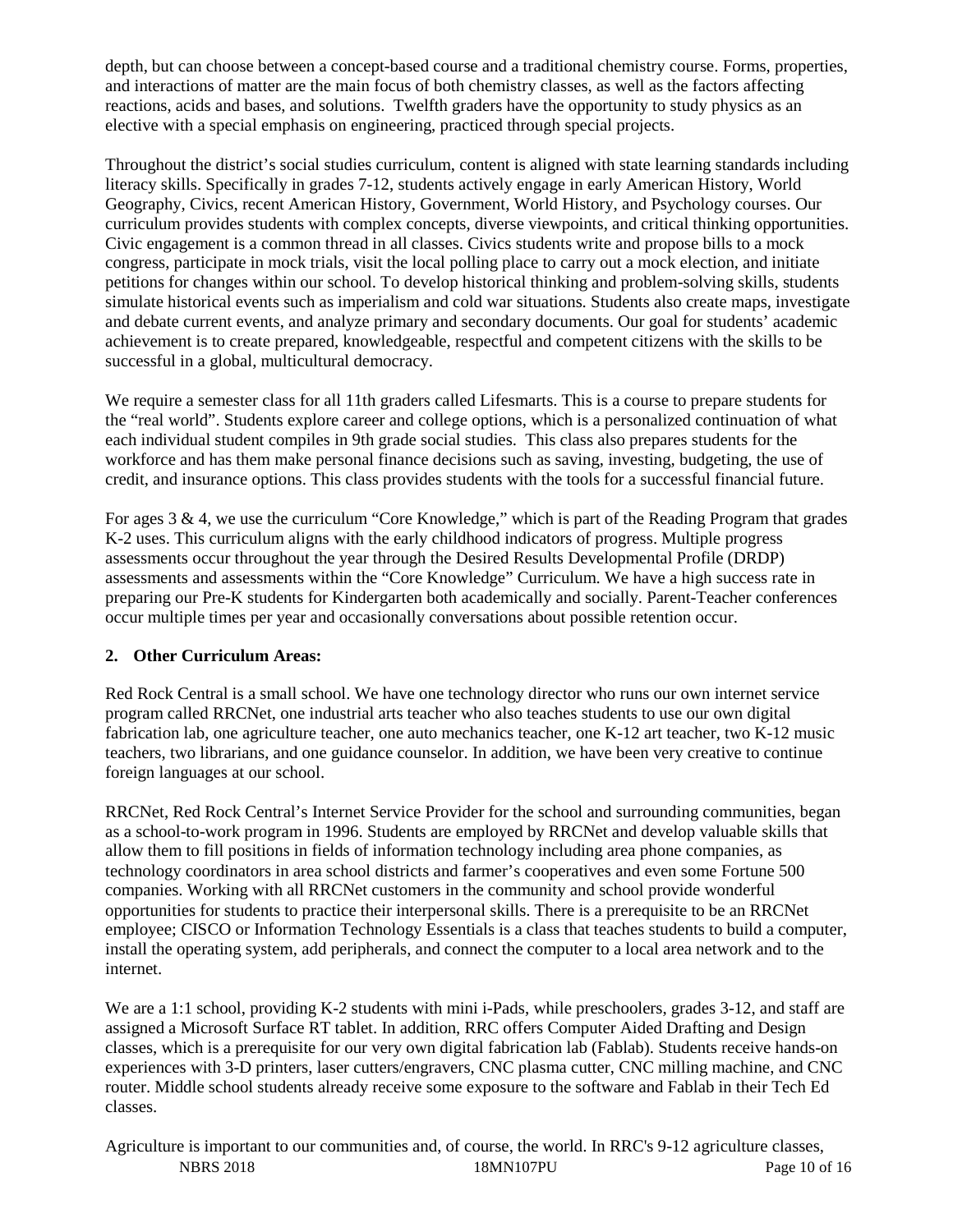depth, but can choose between a concept-based course and a traditional chemistry course. Forms, properties, and interactions of matter are the main focus of both chemistry classes, as well as the factors affecting reactions, acids and bases, and solutions. Twelfth graders have the opportunity to study physics as an elective with a special emphasis on engineering, practiced through special projects.

Throughout the district's social studies curriculum, content is aligned with state learning standards including literacy skills. Specifically in grades 7-12, students actively engage in early American History, World Geography, Civics, recent American History, Government, World History, and Psychology courses. Our curriculum provides students with complex concepts, diverse viewpoints, and critical thinking opportunities. Civic engagement is a common thread in all classes. Civics students write and propose bills to a mock congress, participate in mock trials, visit the local polling place to carry out a mock election, and initiate petitions for changes within our school. To develop historical thinking and problem-solving skills, students simulate historical events such as imperialism and cold war situations. Students also create maps, investigate and debate current events, and analyze primary and secondary documents. Our goal for students' academic achievement is to create prepared, knowledgeable, respectful and competent citizens with the skills to be successful in a global, multicultural democracy.

We require a semester class for all 11th graders called Lifesmarts. This is a course to prepare students for the "real world". Students explore career and college options, which is a personalized continuation of what each individual student compiles in 9th grade social studies. This class also prepares students for the workforce and has them make personal finance decisions such as saving, investing, budgeting, the use of credit, and insurance options. This class provides students with the tools for a successful financial future.

For ages 3 & 4, we use the curriculum "Core Knowledge," which is part of the Reading Program that grades K-2 uses. This curriculum aligns with the early childhood indicators of progress. Multiple progress assessments occur throughout the year through the Desired Results Developmental Profile (DRDP) assessments and assessments within the "Core Knowledge" Curriculum. We have a high success rate in preparing our Pre-K students for Kindergarten both academically and socially. Parent-Teacher conferences occur multiple times per year and occasionally conversations about possible retention occur.

## 2. Other Curriculum Areas:

Red Rock Central is a small school. We have one technology director who runs our own internet service program called RRCNet, one industrial arts teacher who also teaches students to use our own digital fabrication lab, one agriculture teacher, one auto mechanics teacher, one K-12 art teacher, two K-12 music teachers, two librarians, and one guidance counselor. In addition, we have been very creative to continue foreign languages at our school.

RRCNet, Red Rock Central's Internet Service Provider for the school and surrounding communities, began as a school-to-work program in 1996. Students are employed by RRCNet and develop valuable skills that allow them to fill positions in fields of information technology including area phone companies, as technology coordinators in area school districts and farmer's cooperatives and even some Fortune 500 companies. Working with all RRCNet customers in the community and school provide wonderful opportunities for students to practice their interpersonal skills. There is a prerequisite to be an RRCNet employee; CISCO or Information Technology Essentials is a class that teaches students to build a computer, install the operating system, add peripherals, and connect the computer to a local area network and to the internet.

We are a 1:1 school, providing K-2 students with mini i-Pads, while preschoolers, grades 3-12, and staff are assigned a Microsoft Surface RT tablet. In addition, RRC offers Computer Aided Drafting and Design classes, which is a prerequisite for our very own digital fabrication lab (Fablab). Students receive hands-on experiences with 3-D printers, laser cutters/engravers, CNC plasma cutter, CNC milling machine, and CNC router. Middle school students already receive some exposure to the software and Fablab in their Tech Ed classes.

Agriculture is important to our communities and, of course, the world. In RRC's 9-12 agriculture classes,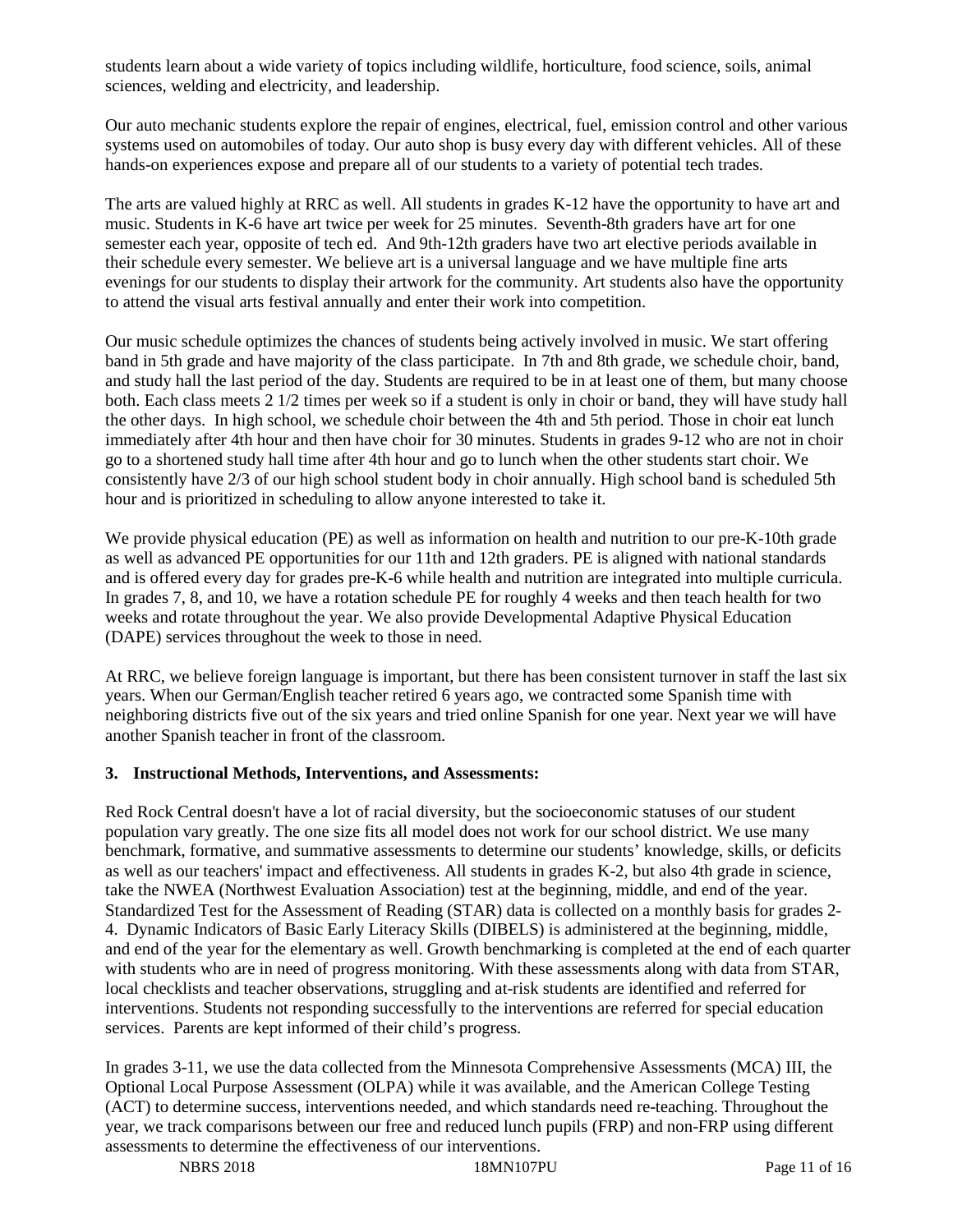students learn about a wide variety of topics including wildlife, horticulture, food science, soils, animal sciences, welding and electricity, and leadership.

Our auto mechanic students explore the repair of engines, electrical, fuel, emission control and other various systems used on automobiles of today. Our auto shop is busy every day with different vehicles. All of these hands-on experiences expose and prepare all of our students to a variety of potential tech trades.

The arts are valued highly at RRC as well. All students in grades K-12 have the opportunity to have art and music. Students in K-6 have art twice per week for 25 minutes. Seventh-8th graders have art for one semester each year, opposite of tech ed. And 9th-12th graders have two art elective periods available in their schedule every semester. We believe art is a universal language and we have multiple fine arts evenings for our students to display their artwork for the community. Art students also have the opportunity to attend the visual arts festival annually and enter their work into competition.

Our music schedule optimizes the chances of students being actively involved in music. We start offering band in 5th grade and have majority of the class participate. In 7th and 8th grade, we schedule choir, band, and study hall the last period of the day. Students are required to be in at least one of them, but many choose both. Each class meets 2 1/2 times per week so if a student is only in choir or band, they will have study hall the other days. In high school, we schedule choir between the 4th and 5th period. Those in choir eat lunch immediately after 4th hour and then have choir for 30 minutes. Students in grades 9-12 who are not in choir go to a shortened study hall time after 4th hour and go to lunch when the other students start choir. We consistently have 2/3 of our high school student body in choir annually. High school band is scheduled 5th hour and is prioritized in scheduling to allow anyone interested to take it.

We provide physical education (PE) as well as information on health and nutrition to our pre-K-10th grade as well as advanced PE opportunities for our 11th and 12th graders. PE is aligned with national standards and is offered every day for grades pre-K-6 while health and nutrition are integrated into multiple curricula. In grades 7, 8, and 10, we have a rotation schedule PE for roughly 4 weeks and then teach health for two weeks and rotate throughout the year. We also provide Developmental Adaptive Physical Education (DAPE) services throughout the week to those in need.

At RRC, we believe foreign language is important, but there has been consistent turnover in staff the last six years. When our German/English teacher retired 6 years ago, we contracted some Spanish time with neighboring districts five out of the six years and tried online Spanish for one year. Next year we will have another Spanish teacher in front of the classroom.

### 3. Instructional Methods, Interventions, and Assessments:

Red Rock Central doesn't have a lot of racial diversity, but the socioeconomic statuses of our student population vary greatly. The one size fits all model does not work for our school district. We use many benchmark, formative, and summative assessments to determine our students' knowledge, skills, or deficits as well as our teachers' impact and effectiveness. All students in grades K-2, but also 4th grade in science, take the NWEA (Northwest Evaluation Association) test at the beginning, middle, and end of the year. Standardized Test for the Assessment of Reading (STAR) data is collected on a monthly basis for grades 2-4. Dynamic Indicators of Basic Early Literacy Skills (DIBELS) is administered at the beginning, middle, and end of the year for the elementary as well. Growth benchmarking is completed at the end of each quarter with students who are in need of progress monitoring. With these assessments along with data from STAR, local checklists and teacher observations, struggling and at-risk students are identified and referred for interventions. Students not responding successfully to the interventions are referred for special education services. Parents are kept informed of their child's progress.

In grades 3-11, we use the data collected from the Minnesota Comprehensive Assessments (MCA) III, the Optional Local Purpose Assessment (OLPA) while it was available, and the American College Testing (ACT) to determine success, interventions needed, and which standards need re-teaching. Throughout the year, we track comparisons between our free and reduced lunch pupils (FRP) and non-FRP using different assessments to determine the effectiveness of our interventions.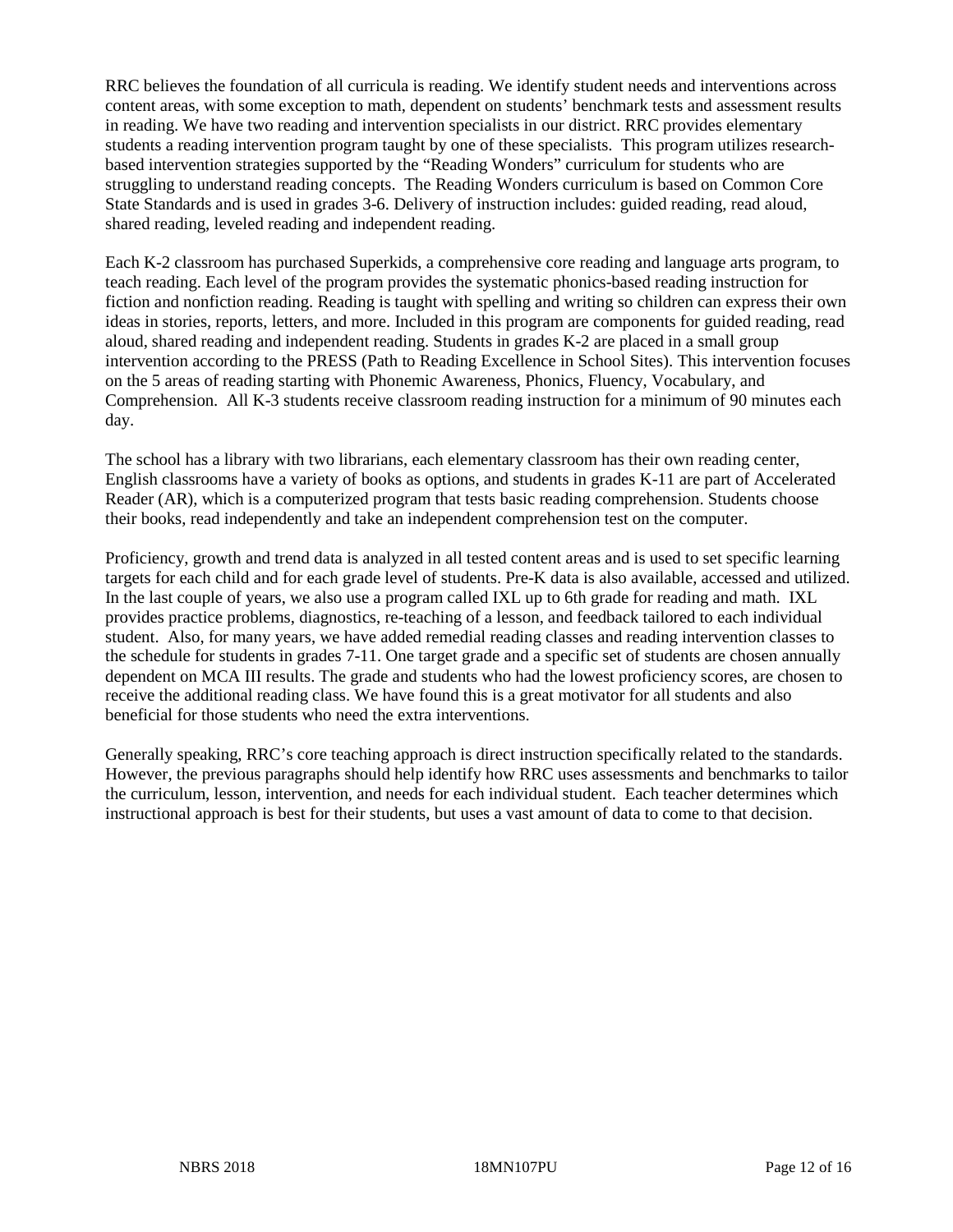RRC believes the foundation of all curricula is reading. We identify student needs and interventions across content areas, with some exception to math, dependent on students' benchmark tests and assessment results in reading. We have two reading and intervention specialists in our district. RRC provides elementary students a reading intervention program taught by one of these specialists. This program utilizes research-based intervention strategies supported by the "Reading Wonders" curriculum for students who are struggling to understand reading concepts. The Reading Wonders curriculum is based on Common Core State Standards and is used in grades 3-6. Delivery of instruction includes: guided reading, read aloud, shared reading, leveled reading and independent reading.

Each K-2 classroom has purchased Superkids, a comprehensive core reading and language arts program, to teach reading. Each level of the program provides the systematic phonics-based reading instruction for fiction and nonfiction reading. Reading is taught with spelling and writing so children can express their own ideas in stories, reports, letters, and more. Included in this program are components for guided reading, read aloud, shared reading and independent reading. Students in grades K-2 are placed in a small group intervention according to the PRESS (Path to Reading Excellence in School Sites). This intervention focuses on the 5 areas of reading starting with Phonemic Awareness, Phonics, Fluency, Vocabulary, and Comprehension. All K-3 students receive classroom reading instruction for a minimum of 90 minutes each day.

The school has a library with two librarians, each elementary classroom has their own reading center, English classrooms have a variety of books as options, and students in grades K-11 are part of Accelerated Reader (AR), which is a computerized program that tests basic reading comprehension. Students choose their books, read independently and take an independent comprehension test on the computer.

Proficiency, growth and trend data is analyzed in all tested content areas and is used to set specific learning targets for each child and for each grade level of students. Pre-K data is also available, accessed and utilized. In the last couple of years, we also use a program called IXL up to 6th grade for reading and math. IXL provides practice problems, diagnostics, re-teaching of a lesson, and feedback tailored to each individual student. Also, for many years, we have added remedial reading classes and reading intervention classes to the schedule for students in grades 7-11. One target grade and a specific set of students are chosen annually dependent on MCA III results. The grade and students who had the lowest proficiency scores, are chosen to receive the additional reading class. We have found this is a great motivator for all students and also beneficial for those students who need the extra interventions.

Generally speaking, RRC's core teaching approach is direct instruction specifically related to the standards. However, the previous paragraphs should help identify how RRC uses assessments and benchmarks to tailor the curriculum, lesson, intervention, and needs for each individual student. Each teacher determines which instructional approach is best for their students, but uses a vast amount of data to come to that decision.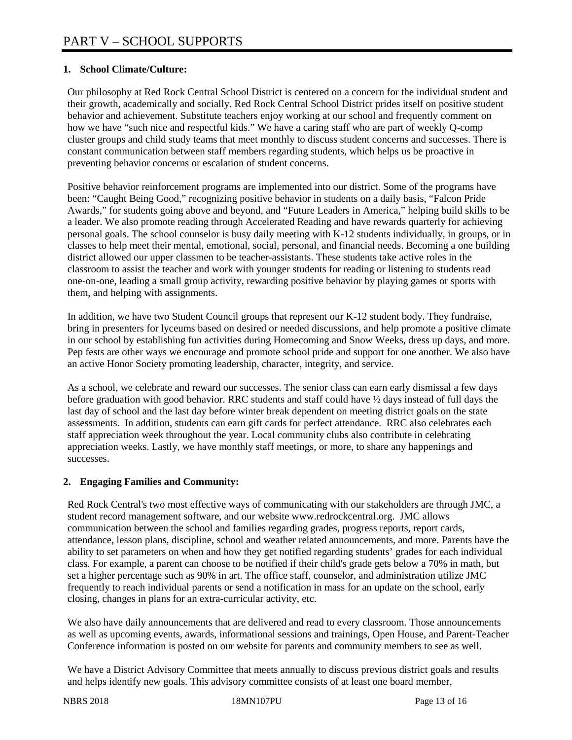# PART V – SCHOOL SUPPORTS

## 1. School Climate/Culture:

Our philosophy at Red Rock Central School District is centered on a concern for the individual student and their growth, academically and socially. Red Rock Central School District prides itself on positive student behavior and achievement. Substitute teachers enjoy working at our school and frequently comment on how we have "such nice and respectful kids." We have a caring staff who are part of weekly Q-comp cluster groups and child study teams that meet monthly to discuss student concerns and successes. There is constant communication between staff members regarding students, which helps us be proactive in preventing behavior concerns or escalation of student concerns.

Positive behavior reinforcement programs are implemented into our district. Some of the programs have been: "Caught Being Good," recognizing positive behavior in students on a daily basis, "Falcon Pride Awards," for students going above and beyond, and "Future Leaders in America," helping build skills to be a leader. We also promote reading through Accelerated Reading and have rewards quarterly for achieving personal goals. The school counselor is busy daily meeting with K-12 students individually, in groups, or in classes to help meet their mental, emotional, social, personal, and financial needs. Becoming a one building district allowed our upper classmen to be teacher-assistants. These students take active roles in the classroom to assist the teacher and work with younger students for reading or listening to students read one-on-one, leading a small group activity, rewarding positive behavior by playing games or sports with them, and helping with assignments.

In addition, we have two Student Council groups that represent our K-12 student body. They fundraise, bring in presenters for lyceums based on desired or needed discussions, and help promote a positive climate in our school by establishing fun activities during Homecoming and Snow Weeks, dress up days, and more. Pep fests are other ways we encourage and promote school pride and support for one another. We also have an active Honor Society promoting leadership, character, integrity, and service.

As a school, we celebrate and reward our successes. The senior class can earn early dismissal a few days before graduation with good behavior. RRC students and staff could have ½ days instead of full days the last day of school and the last day before winter break dependent on meeting district goals on the state assessments. In addition, students can earn gift cards for perfect attendance. RRC also celebrates each staff appreciation week throughout the year. Local community clubs also contribute in celebrating appreciation weeks. Lastly, we have monthly staff meetings, or more, to share any happenings and successes.

## 2. Engaging Families and Community:

Red Rock Central's two most effective ways of communicating with our stakeholders are through JMC, a student record management software, and our website www.redrockcentral.org. JMC allows communication between the school and families regarding grades, progress reports, report cards, attendance, lesson plans, discipline, school and weather related announcements, and more. Parents have the ability to set parameters on when and how they get notified regarding students' grades for each individual class. For example, a parent can choose to be notified if their child's grade gets below a 70% in math, but set a higher percentage such as 90% in art. The office staff, counselor, and administration utilize JMC frequently to reach individual parents or send a notification in mass for an update on the school, early closing, changes in plans for an extra-curricular activity, etc.

We also have daily announcements that are delivered and read to every classroom. Those announcements as well as upcoming events, awards, informational sessions and trainings, Open House, and Parent-Teacher Conference information is posted on our website for parents and community members to see as well.

We have a District Advisory Committee that meets annually to discuss previous district goals and results and helps identify new goals. This advisory committee consists of at least one board member,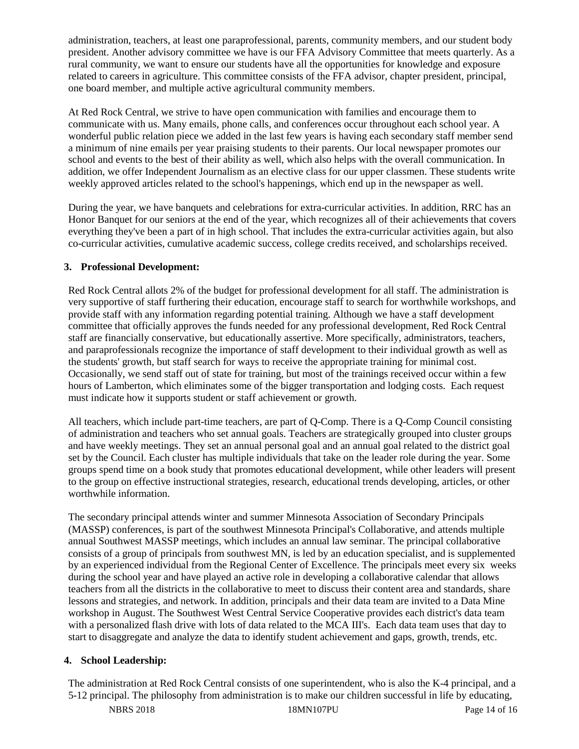administration, teachers, at least one paraprofessional, parents, community members, and our student body president. Another advisory committee we have is our FFA Advisory Committee that meets quarterly. As a rural community, we want to ensure our students have all the opportunities for knowledge and exposure related to careers in agriculture. This committee consists of the FFA advisor, chapter president, principal, one board member, and multiple active agricultural community members.

At Red Rock Central, we strive to have open communication with families and encourage them to communicate with us. Many emails, phone calls, and conferences occur throughout each school year. A wonderful public relation piece we added in the last few years is having each secondary staff member send a minimum of nine emails per year praising students to their parents. Our local newspaper promotes our school and events to the best of their ability as well, which also helps with the overall communication. In addition, we offer Independent Journalism as an elective class for our upper classmen. These students write weekly approved articles related to the school's happenings, which end up in the newspaper as well.

During the year, we have banquets and celebrations for extra-curricular activities. In addition, RRC has an Honor Banquet for our seniors at the end of the year, which recognizes all of their achievements that covers everything they've been a part of in high school. That includes the extra-curricular activities again, but also co-curricular activities, cumulative academic success, college credits received, and scholarships received.

**3. Professional Development:**

Red Rock Central allots 2% of the budget for professional development for all staff. The administration is very supportive of staff furthering their education, encourage staff to search for worthwhile workshops, and provide staff with any information regarding potential training. Although we have a staff development committee that officially approves the funds needed for any professional development, Red Rock Central staff are financially conservative, but educationally assertive. More specifically, administrators, teachers, and paraprofessionals recognize the importance of staff development to their individual growth as well as the students' growth, but staff search for ways to receive the appropriate training for minimal cost. Occasionally, we send staff out of state for training, but most of the trainings received occur within a few hours of Lamberton, which eliminates some of the bigger transportation and lodging costs. Each request must indicate how it supports student or staff achievement or growth.

All teachers, which include part-time teachers, are part of Q-Comp. There is a Q-Comp Council consisting of administration and teachers who set annual goals. Teachers are strategically grouped into cluster groups and have weekly meetings. They set an annual personal goal and an annual goal related to the district goal set by the Council. Each cluster has multiple individuals that take on the leader role during the year. Some groups spend time on a book study that promotes educational development, while other leaders will present to the group on effective instructional strategies, research, educational trends developing, articles, or other worthwhile information.

The secondary principal attends winter and summer Minnesota Association of Secondary Principals (MASSP) conferences, is part of the southwest Minnesota Principal's Collaborative, and attends multiple annual Southwest MASSP meetings, which includes an annual law seminar. The principal collaborative consists of a group of principals from southwest MN, is led by an education specialist, and is supplemented by an experienced individual from the Regional Center of Excellence. The principals meet every six weeks during the school year and have played an active role in developing a collaborative calendar that allows teachers from all the districts in the collaborative to meet to discuss their content area and standards, share lessons and strategies, and network. In addition, principals and their data team are invited to a Data Mine workshop in August. The Southwest West Central Service Cooperative provides each district's data team with a personalized flash drive with lots of data related to the MCA III's. Each data team uses that day to start to disaggregate and analyze the data to identify student achievement and gaps, growth, trends, etc.

**4. School Leadership:**

The administration at Red Rock Central consists of one superintendent, who is also the K-4 principal, and a 5-12 principal. The philosophy from administration is to make our children successful in life by educating,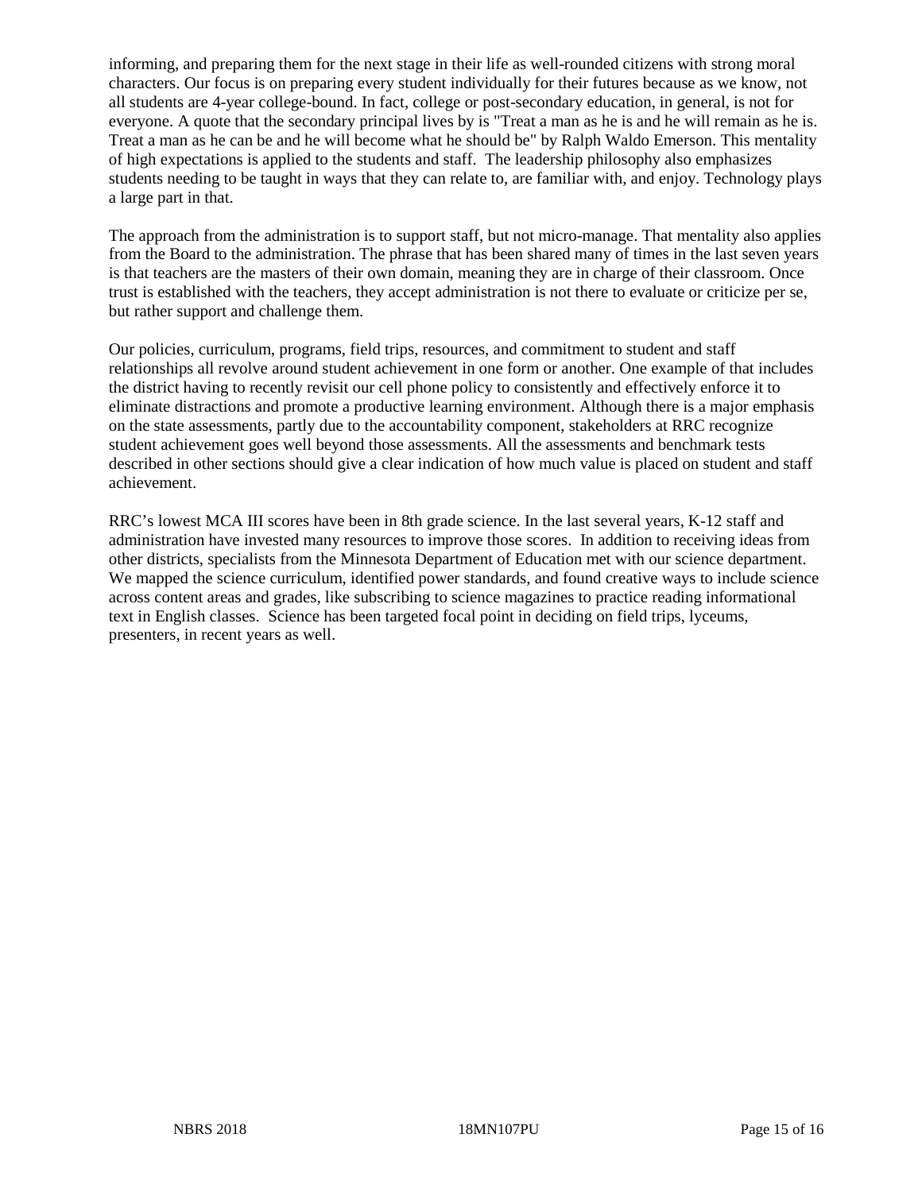informing, and preparing them for the next stage in their life as well-rounded citizens with strong moral characters. Our focus is on preparing every student individually for their futures because as we know, not all students are 4-year college-bound. In fact, college or post-secondary education, in general, is not for everyone. A quote that the secondary principal lives by is "Treat a man as he is and he will remain as he is. Treat a man as he can be and he will become what he should be" by Ralph Waldo Emerson. This mentality of high expectations is applied to the students and staff. The leadership philosophy also emphasizes students needing to be taught in ways that they can relate to, are familiar with, and enjoy. Technology plays a large part in that.

The approach from the administration is to support staff, but not micro-manage. That mentality also applies from the Board to the administration. The phrase that has been shared many of times in the last seven years is that teachers are the masters of their own domain, meaning they are in charge of their classroom. Once trust is established with the teachers, they accept administration is not there to evaluate or criticize per se, but rather support and challenge them.

Our policies, curriculum, programs, field trips, resources, and commitment to student and staff relationships all revolve around student achievement in one form or another. One example of that includes the district having to recently revisit our cell phone policy to consistently and effectively enforce it to eliminate distractions and promote a productive learning environment. Although there is a major emphasis on the state assessments, partly due to the accountability component, stakeholders at RRC recognize student achievement goes well beyond those assessments. All the assessments and benchmark tests described in other sections should give a clear indication of how much value is placed on student and staff achievement.

RRC's lowest MCA III scores have been in 8th grade science. In the last several years, K-12 staff and administration have invested many resources to improve those scores. In addition to receiving ideas from other districts, specialists from the Minnesota Department of Education met with our science department. We mapped the science curriculum, identified power standards, and found creative ways to include science across content areas and grades, like subscribing to science magazines to practice reading informational text in English classes. Science has been targeted focal point in deciding on field trips, lyceums, presenters, in recent years as well.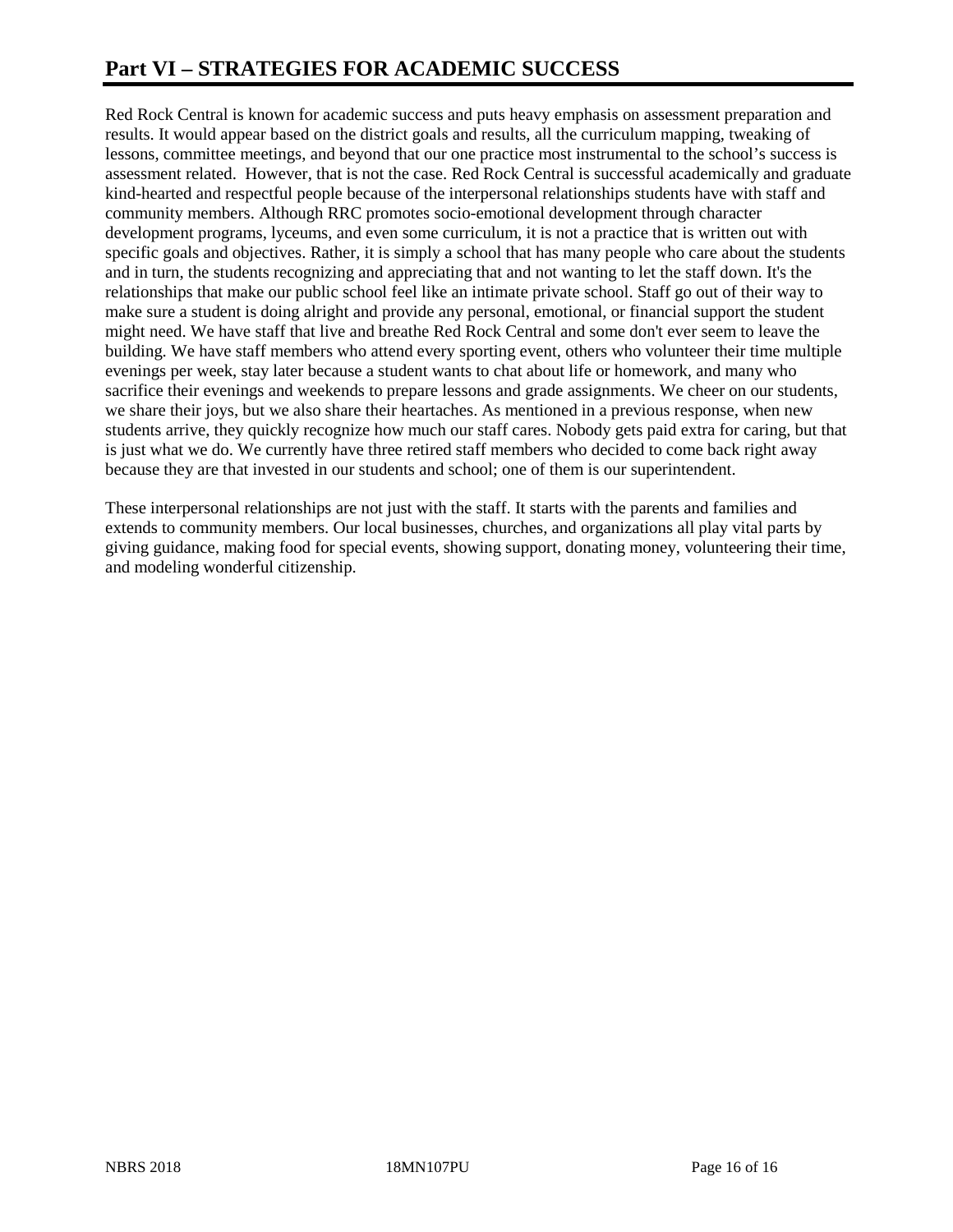# Part VI – STRATEGIES FOR ACADEMIC SUCCESS

Red Rock Central is known for academic success and puts heavy emphasis on assessment preparation and results. It would appear based on the district goals and results, all the curriculum mapping, tweaking of lessons, committee meetings, and beyond that our one practice most instrumental to the school's success is assessment related. However, that is not the case. Red Rock Central is successful academically and graduate kind-hearted and respectful people because of the interpersonal relationships students have with staff and community members. Although RRC promotes socio-emotional development through character development programs, lyceums, and even some curriculum, it is not a practice that is written out with specific goals and objectives. Rather, it is simply a school that has many people who care about the students and in turn, the students recognizing and appreciating that and not wanting to let the staff down. It's the relationships that make our public school feel like an intimate private school. Staff go out of their way to make sure a student is doing alright and provide any personal, emotional, or financial support the student might need. We have staff that live and breathe Red Rock Central and some don't ever seem to leave the building. We have staff members who attend every sporting event, others who volunteer their time multiple evenings per week, stay later because a student wants to chat about life or homework, and many who sacrifice their evenings and weekends to prepare lessons and grade assignments. We cheer on our students, we share their joys, but we also share their heartaches. As mentioned in a previous response, when new students arrive, they quickly recognize how much our staff cares. Nobody gets paid extra for caring, but that is just what we do. We currently have three retired staff members who decided to come back right away because they are that invested in our students and school; one of them is our superintendent.

These interpersonal relationships are not just with the staff. It starts with the parents and families and extends to community members. Our local businesses, churches, and organizations all play vital parts by giving guidance, making food for special events, showing support, donating money, volunteering their time, and modeling wonderful citizenship.